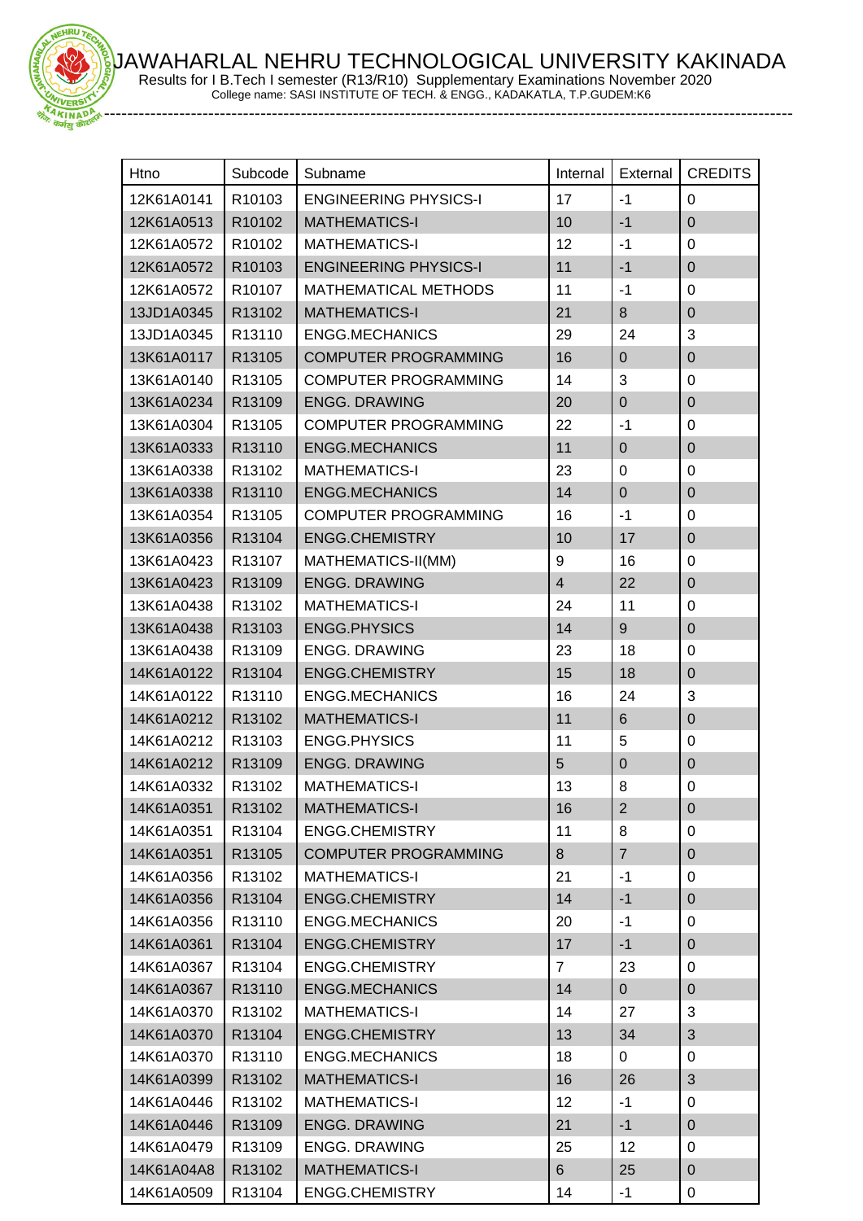# JAWAHARLAL NEHRU TECHNOLOGICAL UNIVERSITY KAKINADA

Results for I B.Tech I semester (R13/R10) Supplementary Examinations November 2020

College name: SASI INSTITUTE OF TECH. & ENGG., KADAKATLA, T.P.GUDEM:K6

| Htno | Subcode | Subname | Internal | External | CREDITS |
|---|---|---|---|---|---|
| 12K61A0141 | R10103 | ENGINEERING PHYSICS-I | 17 | -1 | 0 |
| 12K61A0513 | R10102 | MATHEMATICS-I | 10 | -1 | 0 |
| 12K61A0572 | R10102 | MATHEMATICS-I | 12 | -1 | 0 |
| 12K61A0572 | R10103 | ENGINEERING PHYSICS-I | 11 | -1 | 0 |
| 12K61A0572 | R10107 | MATHEMATICAL METHODS | 11 | -1 | 0 |
| 13JD1A0345 | R13102 | MATHEMATICS-I | 21 | 8 | 0 |
| 13JD1A0345 | R13110 | ENGG.MECHANICS | 29 | 24 | 3 |
| 13K61A0117 | R13105 | COMPUTER PROGRAMMING | 16 | 0 | 0 |
| 13K61A0140 | R13105 | COMPUTER PROGRAMMING | 14 | 3 | 0 |
| 13K61A0234 | R13109 | ENGG. DRAWING | 20 | 0 | 0 |
| 13K61A0304 | R13105 | COMPUTER PROGRAMMING | 22 | -1 | 0 |
| 13K61A0333 | R13110 | ENGG.MECHANICS | 11 | 0 | 0 |
| 13K61A0338 | R13102 | MATHEMATICS-I | 23 | 0 | 0 |
| 13K61A0338 | R13110 | ENGG.MECHANICS | 14 | 0 | 0 |
| 13K61A0354 | R13105 | COMPUTER PROGRAMMING | 16 | -1 | 0 |
| 13K61A0356 | R13104 | ENGG.CHEMISTRY | 10 | 17 | 0 |
| 13K61A0423 | R13107 | MATHEMATICS-II(MM) | 9 | 16 | 0 |
| 13K61A0423 | R13109 | ENGG. DRAWING | 4 | 22 | 0 |
| 13K61A0438 | R13102 | MATHEMATICS-I | 24 | 11 | 0 |
| 13K61A0438 | R13103 | ENGG.PHYSICS | 14 | 9 | 0 |
| 13K61A0438 | R13109 | ENGG. DRAWING | 23 | 18 | 0 |
| 14K61A0122 | R13104 | ENGG.CHEMISTRY | 15 | 18 | 0 |
| 14K61A0122 | R13110 | ENGG.MECHANICS | 16 | 24 | 3 |
| 14K61A0212 | R13102 | MATHEMATICS-I | 11 | 6 | 0 |
| 14K61A0212 | R13103 | ENGG.PHYSICS | 11 | 5 | 0 |
| 14K61A0212 | R13109 | ENGG. DRAWING | 5 | 0 | 0 |
| 14K61A0332 | R13102 | MATHEMATICS-I | 13 | 8 | 0 |
| 14K61A0351 | R13102 | MATHEMATICS-I | 16 | 2 | 0 |
| 14K61A0351 | R13104 | ENGG.CHEMISTRY | 11 | 8 | 0 |
| 14K61A0351 | R13105 | COMPUTER PROGRAMMING | 8 | 7 | 0 |
| 14K61A0356 | R13102 | MATHEMATICS-I | 21 | -1 | 0 |
| 14K61A0356 | R13104 | ENGG.CHEMISTRY | 14 | -1 | 0 |
| 14K61A0356 | R13110 | ENGG.MECHANICS | 20 | -1 | 0 |
| 14K61A0361 | R13104 | ENGG.CHEMISTRY | 17 | -1 | 0 |
| 14K61A0367 | R13104 | ENGG.CHEMISTRY | 7 | 23 | 0 |
| 14K61A0367 | R13110 | ENGG.MECHANICS | 14 | 0 | 0 |
| 14K61A0370 | R13102 | MATHEMATICS-I | 14 | 27 | 3 |
| 14K61A0370 | R13104 | ENGG.CHEMISTRY | 13 | 34 | 3 |
| 14K61A0370 | R13110 | ENGG.MECHANICS | 18 | 0 | 0 |
| 14K61A0399 | R13102 | MATHEMATICS-I | 16 | 26 | 3 |
| 14K61A0446 | R13102 | MATHEMATICS-I | 12 | -1 | 0 |
| 14K61A0446 | R13109 | ENGG. DRAWING | 21 | -1 | 0 |
| 14K61A0479 | R13109 | ENGG. DRAWING | 25 | 12 | 0 |
| 14K61A04A8 | R13102 | MATHEMATICS-I | 6 | 25 | 0 |
| 14K61A0509 | R13104 | ENGG.CHEMISTRY | 14 | -1 | 0 |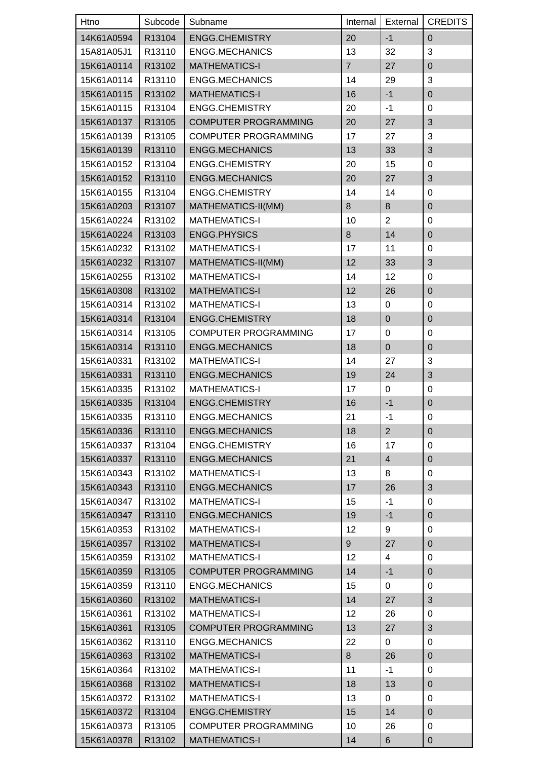| Htno | Subcode | Subname | Internal | External | CREDITS |
|---|---|---|---|---|---|
| 14K61A0594 | R13104 | ENGG.CHEMISTRY | 20 | -1 | 0 |
| 15A81A05J1 | R13110 | ENGG.MECHANICS | 13 | 32 | 3 |
| 15K61A0114 | R13102 | MATHEMATICS-I | 7 | 27 | 0 |
| 15K61A0114 | R13110 | ENGG.MECHANICS | 14 | 29 | 3 |
| 15K61A0115 | R13102 | MATHEMATICS-I | 16 | -1 | 0 |
| 15K61A0115 | R13104 | ENGG.CHEMISTRY | 20 | -1 | 0 |
| 15K61A0137 | R13105 | COMPUTER PROGRAMMING | 20 | 27 | 3 |
| 15K61A0139 | R13105 | COMPUTER PROGRAMMING | 17 | 27 | 3 |
| 15K61A0139 | R13110 | ENGG.MECHANICS | 13 | 33 | 3 |
| 15K61A0152 | R13104 | ENGG.CHEMISTRY | 20 | 15 | 0 |
| 15K61A0152 | R13110 | ENGG.MECHANICS | 20 | 27 | 3 |
| 15K61A0155 | R13104 | ENGG.CHEMISTRY | 14 | 14 | 0 |
| 15K61A0203 | R13107 | MATHEMATICS-II(MM) | 8 | 8 | 0 |
| 15K61A0224 | R13102 | MATHEMATICS-I | 10 | 2 | 0 |
| 15K61A0224 | R13103 | ENGG.PHYSICS | 8 | 14 | 0 |
| 15K61A0232 | R13102 | MATHEMATICS-I | 17 | 11 | 0 |
| 15K61A0232 | R13107 | MATHEMATICS-II(MM) | 12 | 33 | 3 |
| 15K61A0255 | R13102 | MATHEMATICS-I | 14 | 12 | 0 |
| 15K61A0308 | R13102 | MATHEMATICS-I | 12 | 26 | 0 |
| 15K61A0314 | R13102 | MATHEMATICS-I | 13 | 0 | 0 |
| 15K61A0314 | R13104 | ENGG.CHEMISTRY | 18 | 0 | 0 |
| 15K61A0314 | R13105 | COMPUTER PROGRAMMING | 17 | 0 | 0 |
| 15K61A0314 | R13110 | ENGG.MECHANICS | 18 | 0 | 0 |
| 15K61A0331 | R13102 | MATHEMATICS-I | 14 | 27 | 3 |
| 15K61A0331 | R13110 | ENGG.MECHANICS | 19 | 24 | 3 |
| 15K61A0335 | R13102 | MATHEMATICS-I | 17 | 0 | 0 |
| 15K61A0335 | R13104 | ENGG.CHEMISTRY | 16 | -1 | 0 |
| 15K61A0335 | R13110 | ENGG.MECHANICS | 21 | -1 | 0 |
| 15K61A0336 | R13110 | ENGG.MECHANICS | 18 | 2 | 0 |
| 15K61A0337 | R13104 | ENGG.CHEMISTRY | 16 | 17 | 0 |
| 15K61A0337 | R13110 | ENGG.MECHANICS | 21 | 4 | 0 |
| 15K61A0343 | R13102 | MATHEMATICS-I | 13 | 8 | 0 |
| 15K61A0343 | R13110 | ENGG.MECHANICS | 17 | 26 | 3 |
| 15K61A0347 | R13102 | MATHEMATICS-I | 15 | -1 | 0 |
| 15K61A0347 | R13110 | ENGG.MECHANICS | 19 | -1 | 0 |
| 15K61A0353 | R13102 | MATHEMATICS-I | 12 | 9 | 0 |
| 15K61A0357 | R13102 | MATHEMATICS-I | 9 | 27 | 0 |
| 15K61A0359 | R13102 | MATHEMATICS-I | 12 | 4 | 0 |
| 15K61A0359 | R13105 | COMPUTER PROGRAMMING | 14 | -1 | 0 |
| 15K61A0359 | R13110 | ENGG.MECHANICS | 15 | 0 | 0 |
| 15K61A0360 | R13102 | MATHEMATICS-I | 14 | 27 | 3 |
| 15K61A0361 | R13102 | MATHEMATICS-I | 12 | 26 | 0 |
| 15K61A0361 | R13105 | COMPUTER PROGRAMMING | 13 | 27 | 3 |
| 15K61A0362 | R13110 | ENGG.MECHANICS | 22 | 0 | 0 |
| 15K61A0363 | R13102 | MATHEMATICS-I | 8 | 26 | 0 |
| 15K61A0364 | R13102 | MATHEMATICS-I | 11 | -1 | 0 |
| 15K61A0368 | R13102 | MATHEMATICS-I | 18 | 13 | 0 |
| 15K61A0372 | R13102 | MATHEMATICS-I | 13 | 0 | 0 |
| 15K61A0372 | R13104 | ENGG.CHEMISTRY | 15 | 14 | 0 |
| 15K61A0373 | R13105 | COMPUTER PROGRAMMING | 10 | 26 | 0 |
| 15K61A0378 | R13102 | MATHEMATICS-I | 14 | 6 | 0 |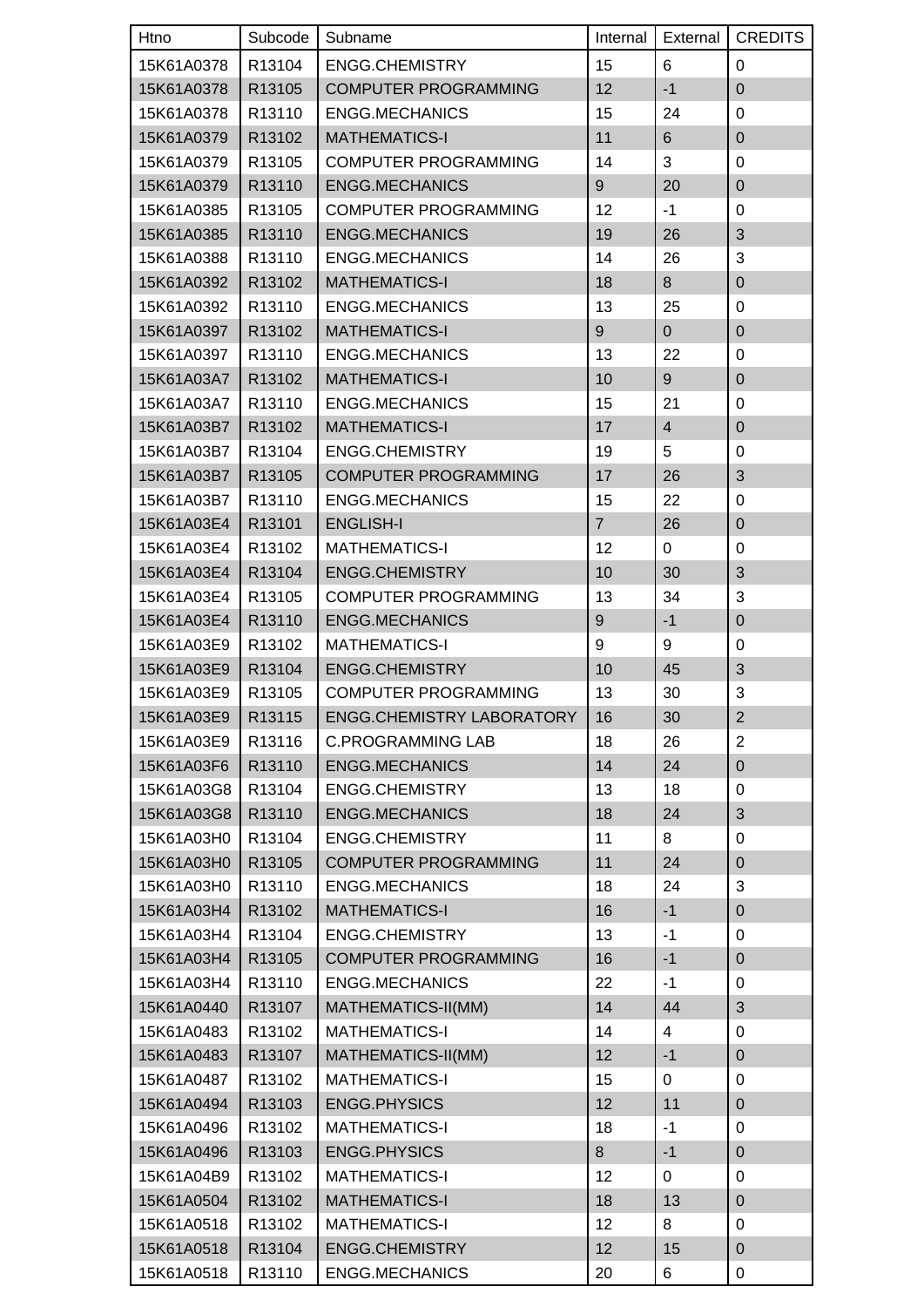| Htno | Subcode | Subname | Internal | External | CREDITS |
|---|---|---|---|---|---|
| 15K61A0378 | R13104 | ENGG.CHEMISTRY | 15 | 6 | 0 |
| 15K61A0378 | R13105 | COMPUTER PROGRAMMING | 12 | -1 | 0 |
| 15K61A0378 | R13110 | ENGG.MECHANICS | 15 | 24 | 0 |
| 15K61A0379 | R13102 | MATHEMATICS-I | 11 | 6 | 0 |
| 15K61A0379 | R13105 | COMPUTER PROGRAMMING | 14 | 3 | 0 |
| 15K61A0379 | R13110 | ENGG.MECHANICS | 9 | 20 | 0 |
| 15K61A0385 | R13105 | COMPUTER PROGRAMMING | 12 | -1 | 0 |
| 15K61A0385 | R13110 | ENGG.MECHANICS | 19 | 26 | 3 |
| 15K61A0388 | R13110 | ENGG.MECHANICS | 14 | 26 | 3 |
| 15K61A0392 | R13102 | MATHEMATICS-I | 18 | 8 | 0 |
| 15K61A0392 | R13110 | ENGG.MECHANICS | 13 | 25 | 0 |
| 15K61A0397 | R13102 | MATHEMATICS-I | 9 | 0 | 0 |
| 15K61A0397 | R13110 | ENGG.MECHANICS | 13 | 22 | 0 |
| 15K61A03A7 | R13102 | MATHEMATICS-I | 10 | 9 | 0 |
| 15K61A03A7 | R13110 | ENGG.MECHANICS | 15 | 21 | 0 |
| 15K61A03B7 | R13102 | MATHEMATICS-I | 17 | 4 | 0 |
| 15K61A03B7 | R13104 | ENGG.CHEMISTRY | 19 | 5 | 0 |
| 15K61A03B7 | R13105 | COMPUTER PROGRAMMING | 17 | 26 | 3 |
| 15K61A03B7 | R13110 | ENGG.MECHANICS | 15 | 22 | 0 |
| 15K61A03E4 | R13101 | ENGLISH-I | 7 | 26 | 0 |
| 15K61A03E4 | R13102 | MATHEMATICS-I | 12 | 0 | 0 |
| 15K61A03E4 | R13104 | ENGG.CHEMISTRY | 10 | 30 | 3 |
| 15K61A03E4 | R13105 | COMPUTER PROGRAMMING | 13 | 34 | 3 |
| 15K61A03E4 | R13110 | ENGG.MECHANICS | 9 | -1 | 0 |
| 15K61A03E9 | R13102 | MATHEMATICS-I | 9 | 9 | 0 |
| 15K61A03E9 | R13104 | ENGG.CHEMISTRY | 10 | 45 | 3 |
| 15K61A03E9 | R13105 | COMPUTER PROGRAMMING | 13 | 30 | 3 |
| 15K61A03E9 | R13115 | ENGG.CHEMISTRY LABORATORY | 16 | 30 | 2 |
| 15K61A03E9 | R13116 | C.PROGRAMMING LAB | 18 | 26 | 2 |
| 15K61A03F6 | R13110 | ENGG.MECHANICS | 14 | 24 | 0 |
| 15K61A03G8 | R13104 | ENGG.CHEMISTRY | 13 | 18 | 0 |
| 15K61A03G8 | R13110 | ENGG.MECHANICS | 18 | 24 | 3 |
| 15K61A03H0 | R13104 | ENGG.CHEMISTRY | 11 | 8 | 0 |
| 15K61A03H0 | R13105 | COMPUTER PROGRAMMING | 11 | 24 | 0 |
| 15K61A03H0 | R13110 | ENGG.MECHANICS | 18 | 24 | 3 |
| 15K61A03H4 | R13102 | MATHEMATICS-I | 16 | -1 | 0 |
| 15K61A03H4 | R13104 | ENGG.CHEMISTRY | 13 | -1 | 0 |
| 15K61A03H4 | R13105 | COMPUTER PROGRAMMING | 16 | -1 | 0 |
| 15K61A03H4 | R13110 | ENGG.MECHANICS | 22 | -1 | 0 |
| 15K61A0440 | R13107 | MATHEMATICS-II(MM) | 14 | 44 | 3 |
| 15K61A0483 | R13102 | MATHEMATICS-I | 14 | 4 | 0 |
| 15K61A0483 | R13107 | MATHEMATICS-II(MM) | 12 | -1 | 0 |
| 15K61A0487 | R13102 | MATHEMATICS-I | 15 | 0 | 0 |
| 15K61A0494 | R13103 | ENGG.PHYSICS | 12 | 11 | 0 |
| 15K61A0496 | R13102 | MATHEMATICS-I | 18 | -1 | 0 |
| 15K61A0496 | R13103 | ENGG.PHYSICS | 8 | -1 | 0 |
| 15K61A04B9 | R13102 | MATHEMATICS-I | 12 | 0 | 0 |
| 15K61A0504 | R13102 | MATHEMATICS-I | 18 | 13 | 0 |
| 15K61A0518 | R13102 | MATHEMATICS-I | 12 | 8 | 0 |
| 15K61A0518 | R13104 | ENGG.CHEMISTRY | 12 | 15 | 0 |
| 15K61A0518 | R13110 | ENGG.MECHANICS | 20 | 6 | 0 |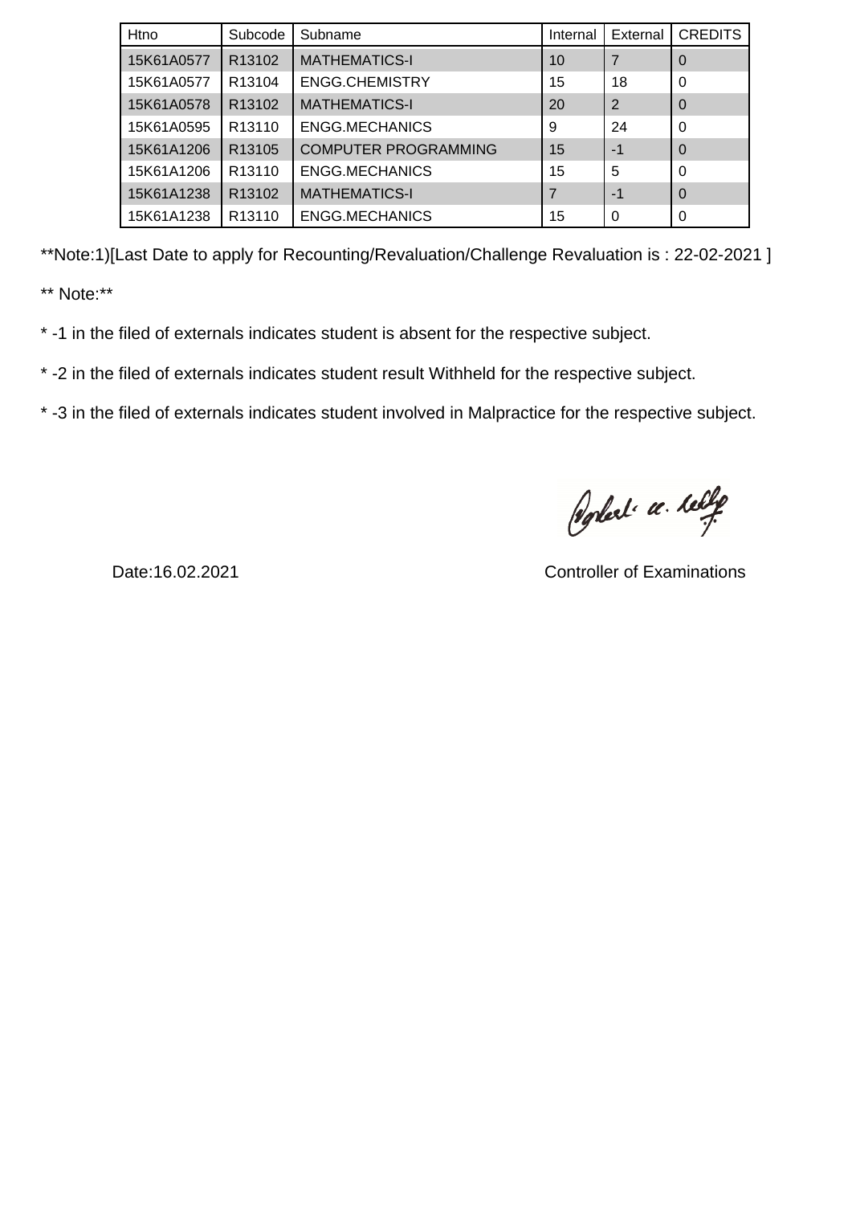| Htno | Subcode | Subname | Internal | External | CREDITS |
| --- | --- | --- | --- | --- | --- |
| 15K61A0577 | R13102 | MATHEMATICS-I | 10 | 7 | 0 |
| 15K61A0577 | R13104 | ENGG.CHEMISTRY | 15 | 18 | 0 |
| 15K61A0578 | R13102 | MATHEMATICS-I | 20 | 2 | 0 |
| 15K61A0595 | R13110 | ENGG.MECHANICS | 9 | 24 | 0 |
| 15K61A1206 | R13105 | COMPUTER PROGRAMMING | 15 | -1 | 0 |
| 15K61A1206 | R13110 | ENGG.MECHANICS | 15 | 5 | 0 |
| 15K61A1238 | R13102 | MATHEMATICS-I | 7 | -1 | 0 |
| 15K61A1238 | R13110 | ENGG.MECHANICS | 15 | 0 | 0 |

**Note:1)[Last Date to apply for Recounting/Revaluation/Challenge Revaluation is : 22-02-2021 ]

** Note:**

* -1 in the filed of externals indicates student is absent for the respective subject.

* -2 in the filed of externals indicates student result Withheld for the respective subject.

* -3 in the filed of externals indicates student involved in Malpractice for the respective subject.

Date:16.02.2021

Controller of Examinations